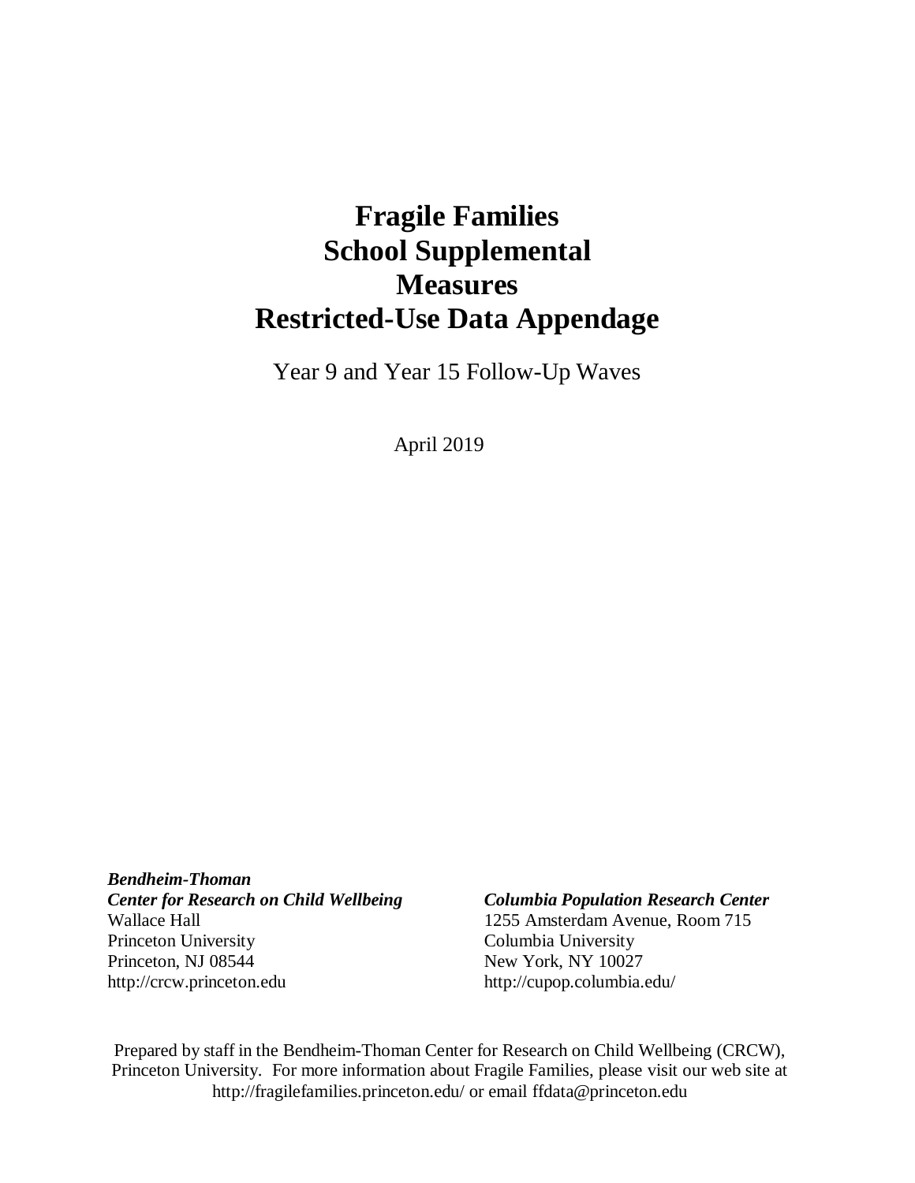# Fragile Families School Supplemental Measures Restricted-Use Data Appendage

Year 9 and Year 15 Follow-Up Waves

April 2019

***Bendheim-Thoman***
***Center for Research on Child Wellbeing***
Wallace Hall
Princeton University
Princeton, NJ 08544
http://crcw.princeton.edu

***Columbia Population Research Center***
1255 Amsterdam Avenue, Room 715
Columbia University
New York, NY 10027
http://cupop.columbia.edu/

Prepared by staff in the Bendheim-Thoman Center for Research on Child Wellbeing (CRCW), Princeton University. For more information about Fragile Families, please visit our web site at http://fragilefamilies.princeton.edu/ or email ffdata@princeton.edu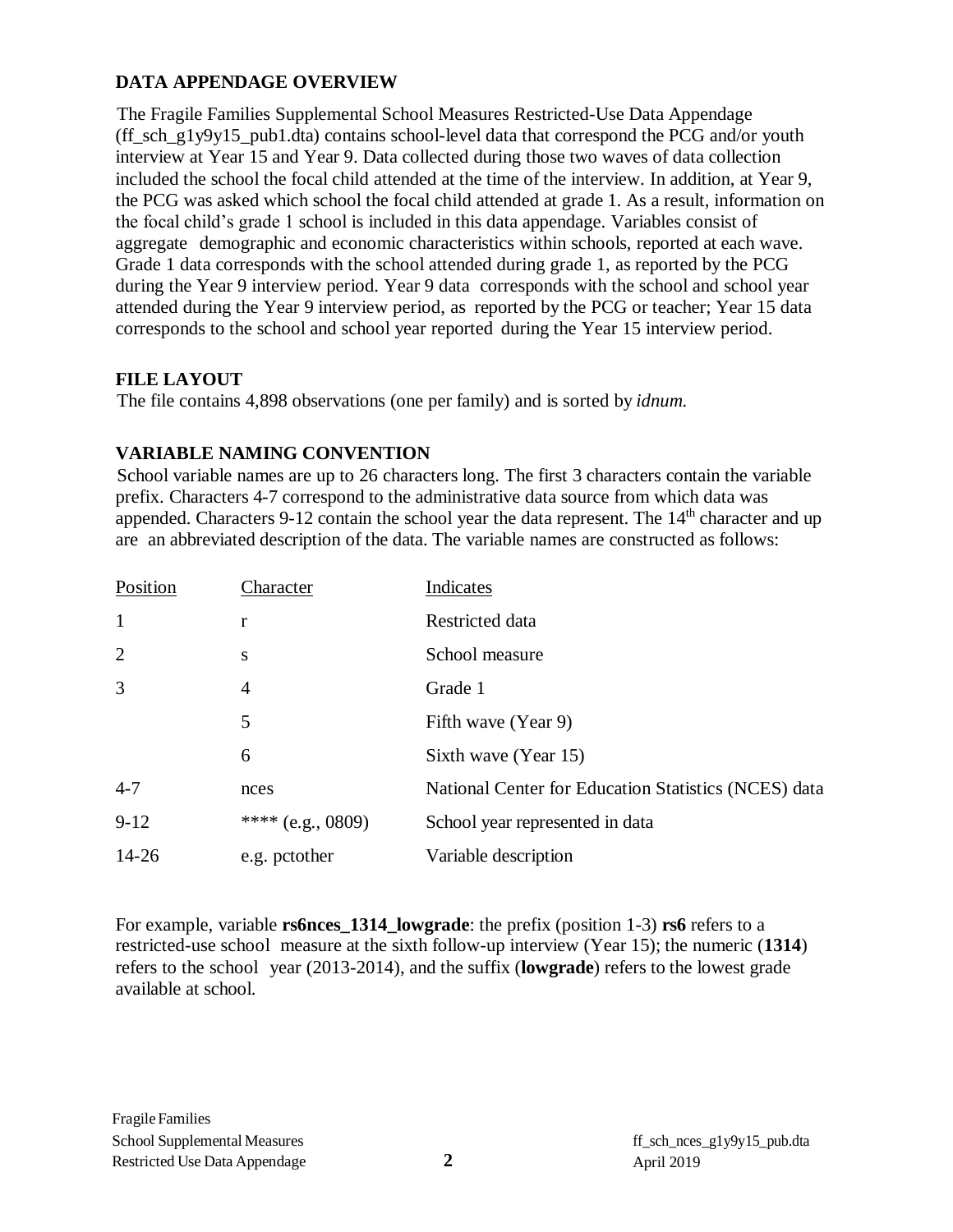## DATA APPENDAGE OVERVIEW

The Fragile Families Supplemental School Measures Restricted-Use Data Appendage (ff_sch_g1y9y15_pub1.dta) contains school-level data that correspond the PCG and/or youth interview at Year 15 and Year 9. Data collected during those two waves of data collection included the school the focal child attended at the time of the interview. In addition, at Year 9, the PCG was asked which school the focal child attended at grade 1. As a result, information on the focal child's grade 1 school is included in this data appendage. Variables consist of aggregate demographic and economic characteristics within schools, reported at each wave. Grade 1 data corresponds with the school attended during grade 1, as reported by the PCG during the Year 9 interview period. Year 9 data corresponds with the school and school year attended during the Year 9 interview period, as reported by the PCG or teacher; Year 15 data corresponds to the school and school year reported during the Year 15 interview period.

## FILE LAYOUT

The file contains 4,898 observations (one per family) and is sorted by *idnum.*

## VARIABLE NAMING CONVENTION

School variable names are up to 26 characters long. The first 3 characters contain the variable prefix. Characters 4-7 correspond to the administrative data source from which data was appended. Characters 9-12 contain the school year the data represent. The 14th character and up are an abbreviated description of the data. The variable names are constructed as follows:

| Position | Character | Indicates |
|---|---|---|
| 1 | r | Restricted data |
| 2 | s | School measure |
| 3 | 4 | Grade 1 |
| | 5 | Fifth wave (Year 9) |
| | 6 | Sixth wave (Year 15) |
| 4-7 | nces | National Center for Education Statistics (NCES) data |
| 9-12 | **** (e.g., 0809) | School year represented in data |
| 14-26 | e.g. pctother | Variable description |

For example, variable **rs6nces_1314_lowgrade**: the prefix (position 1-3) **rs6** refers to a restricted-use school measure at the sixth follow-up interview (Year 15); the numeric (**1314**) refers to the school year (2013-2014), and the suffix (**lowgrade**) refers to the lowest grade available at school.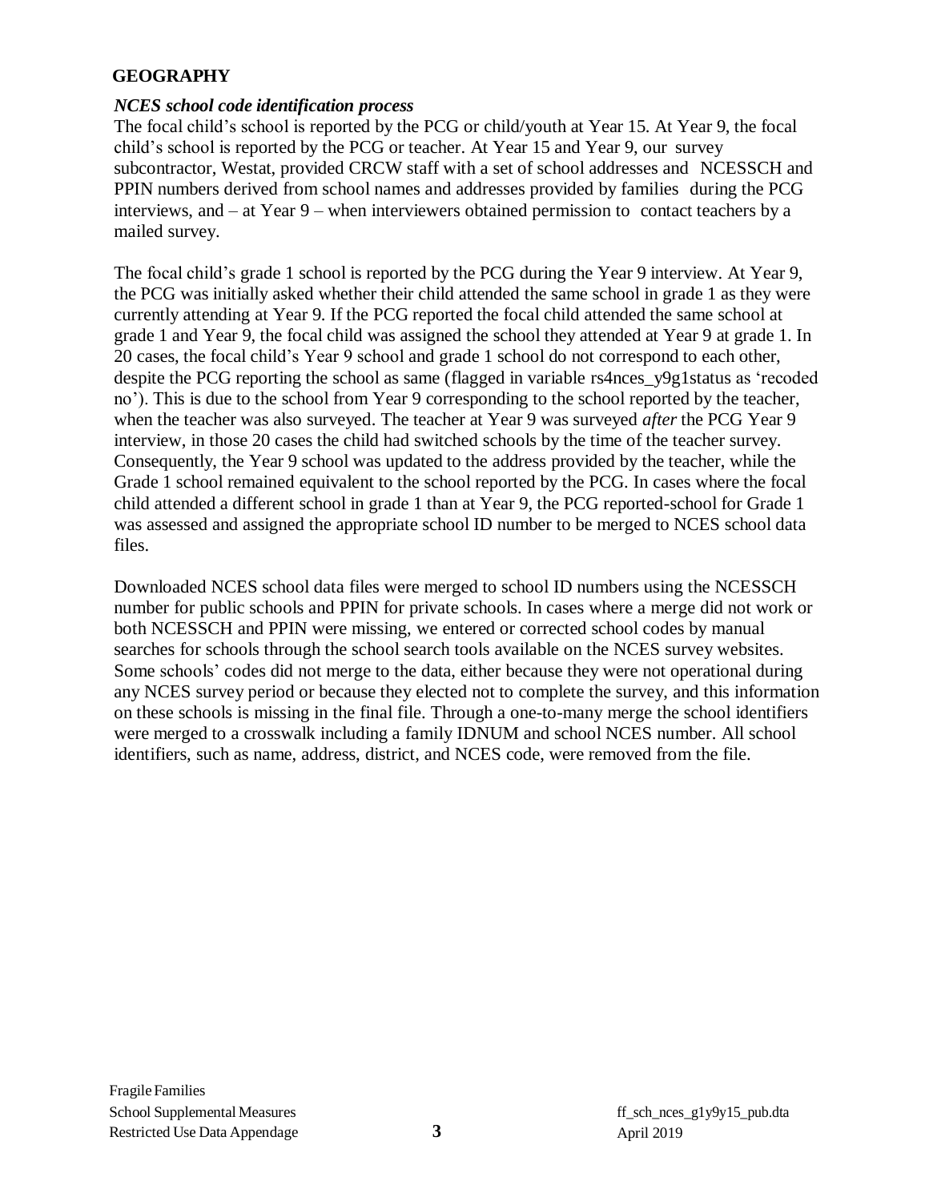## GEOGRAPHY

### *NCES school code identification process*

The focal child's school is reported by the PCG or child/youth at Year 15. At Year 9, the focal child's school is reported by the PCG or teacher. At Year 15 and Year 9, our survey subcontractor, Westat, provided CRCW staff with a set of school addresses and NCESSCH and PPIN numbers derived from school names and addresses provided by families during the PCG interviews, and – at Year 9 – when interviewers obtained permission to contact teachers by a mailed survey.

The focal child's grade 1 school is reported by the PCG during the Year 9 interview. At Year 9, the PCG was initially asked whether their child attended the same school in grade 1 as they were currently attending at Year 9. If the PCG reported the focal child attended the same school at grade 1 and Year 9, the focal child was assigned the school they attended at Year 9 at grade 1. In 20 cases, the focal child's Year 9 school and grade 1 school do not correspond to each other, despite the PCG reporting the school as same (flagged in variable rs4nces_y9g1status as 'recoded no'). This is due to the school from Year 9 corresponding to the school reported by the teacher, when the teacher was also surveyed. The teacher at Year 9 was surveyed *after* the PCG Year 9 interview, in those 20 cases the child had switched schools by the time of the teacher survey. Consequently, the Year 9 school was updated to the address provided by the teacher, while the Grade 1 school remained equivalent to the school reported by the PCG. In cases where the focal child attended a different school in grade 1 than at Year 9, the PCG reported-school for Grade 1 was assessed and assigned the appropriate school ID number to be merged to NCES school data files.

Downloaded NCES school data files were merged to school ID numbers using the NCESSCH number for public schools and PPIN for private schools. In cases where a merge did not work or both NCESSCH and PPIN were missing, we entered or corrected school codes by manual searches for schools through the school search tools available on the NCES survey websites. Some schools' codes did not merge to the data, either because they were not operational during any NCES survey period or because they elected not to complete the survey, and this information on these schools is missing in the final file. Through a one-to-many merge the school identifiers were merged to a crosswalk including a family IDNUM and school NCES number. All school identifiers, such as name, address, district, and NCES code, were removed from the file.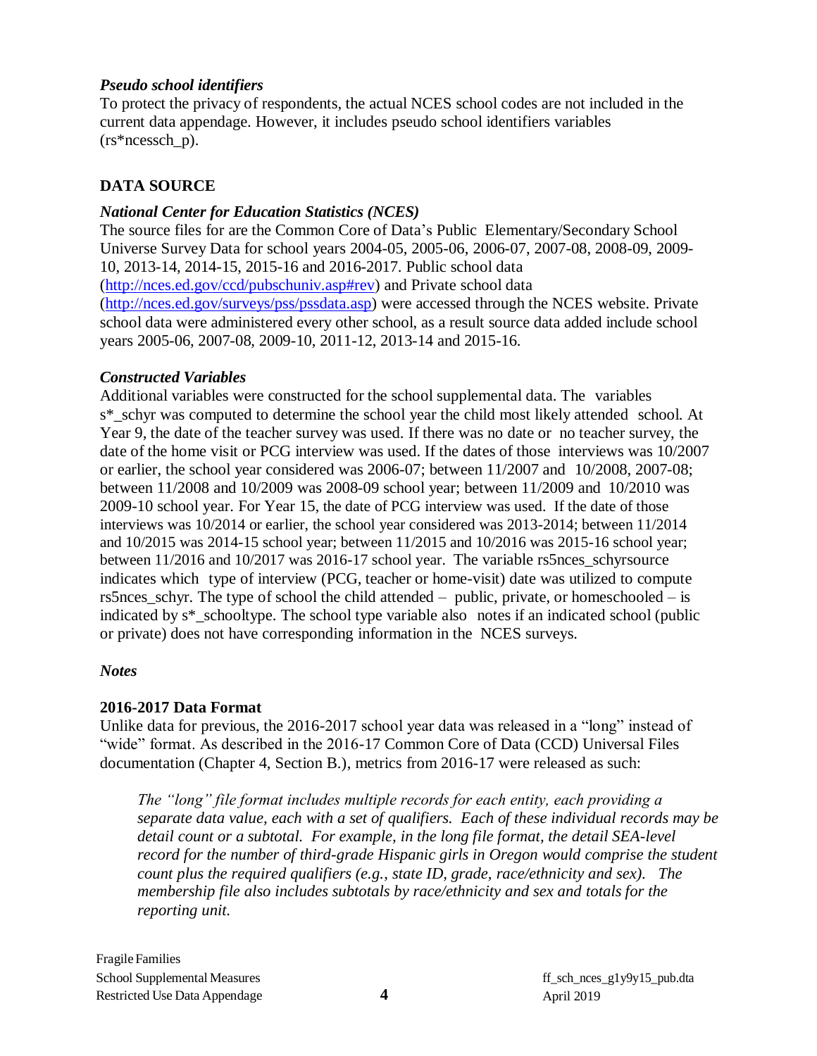### *Pseudo school identifiers*

To protect the privacy of respondents, the actual NCES school codes are not included in the current data appendage. However, it includes pseudo school identifiers variables (rs*ncessch_p).

## DATA SOURCE

### *National Center for Education Statistics (NCES)*

The source files for are the Common Core of Data's Public Elementary/Secondary School Universe Survey Data for school years 2004-05, 2005-06, 2006-07, 2007-08, 2008-09, 2009-10, 2013-14, 2014-15, 2015-16 and 2016-2017. Public school data ([http://nces.ed.gov/ccd/pubschuniv.asp#rev](http://nces.ed.gov/ccd/pubschuniv.asp#rev)) and Private school data ([http://nces.ed.gov/surveys/pss/pssdata.asp](http://nces.ed.gov/surveys/pss/pssdata.asp)) were accessed through the NCES website. Private school data were administered every other school, as a result source data added include school years 2005-06, 2007-08, 2009-10, 2011-12, 2013-14 and 2015-16.

### *Constructed Variables*

Additional variables were constructed for the school supplemental data. The variables s*_schyr was computed to determine the school year the child most likely attended school. At Year 9, the date of the teacher survey was used. If there was no date or no teacher survey, the date of the home visit or PCG interview was used. If the dates of those interviews was 10/2007 or earlier, the school year considered was 2006-07; between 11/2007 and 10/2008, 2007-08; between 11/2008 and 10/2009 was 2008-09 school year; between 11/2009 and 10/2010 was 2009-10 school year. For Year 15, the date of PCG interview was used. If the date of those interviews was 10/2014 or earlier, the school year considered was 2013-2014; between 11/2014 and 10/2015 was 2014-15 school year; between 11/2015 and 10/2016 was 2015-16 school year; between 11/2016 and 10/2017 was 2016-17 school year. The variable rs5nces_schyrsource indicates which type of interview (PCG, teacher or home-visit) date was utilized to compute rs5nces_schyr. The type of school the child attended – public, private, or homeschooled – is indicated by s*_schooltype. The school type variable also notes if an indicated school (public or private) does not have corresponding information in the NCES surveys.

### *Notes*

### 2016-2017 Data Format

Unlike data for previous, the 2016-2017 school year data was released in a "long" instead of "wide" format. As described in the 2016-17 Common Core of Data (CCD) Universal Files documentation (Chapter 4, Section B.), metrics from 2016-17 were released as such:

> *The "long" file format includes multiple records for each entity, each providing a separate data value, each with a set of qualifiers. Each of these individual records may be detail count or a subtotal. For example, in the long file format, the detail SEA-level record for the number of third-grade Hispanic girls in Oregon would comprise the student count plus the required qualifiers (e.g., state ID, grade, race/ethnicity and sex). The membership file also includes subtotals by race/ethnicity and sex and totals for the reporting unit.*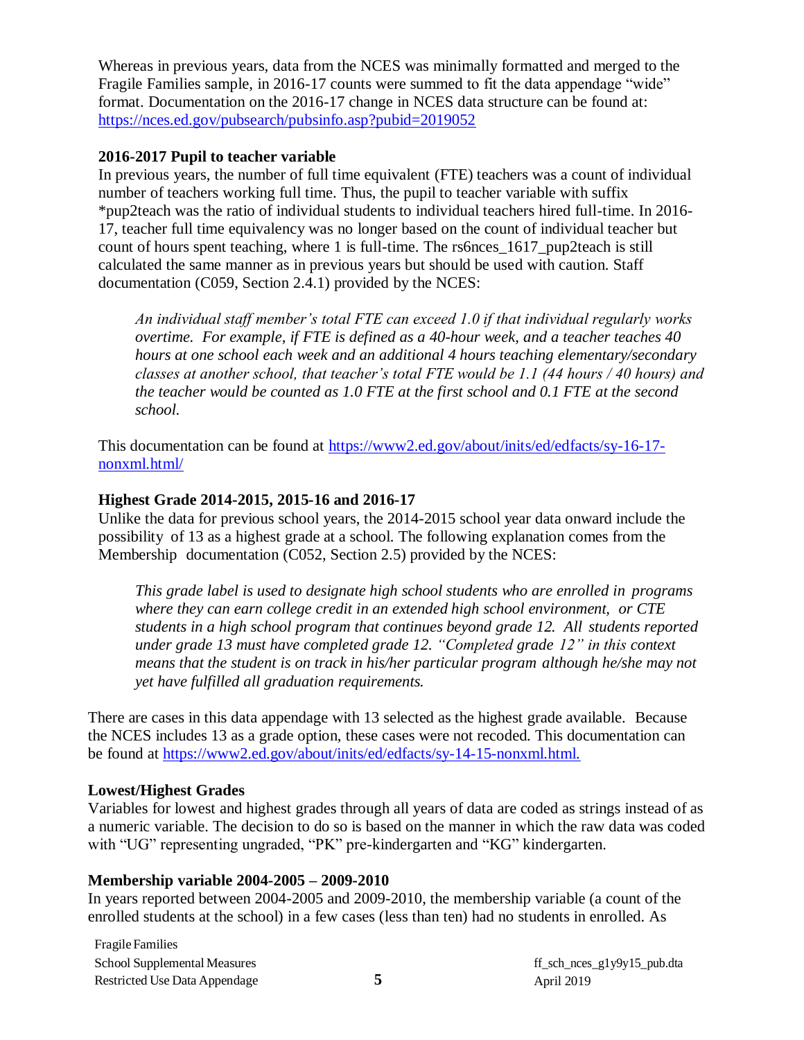Whereas in previous years, data from the NCES was minimally formatted and merged to the Fragile Families sample, in 2016-17 counts were summed to fit the data appendage "wide" format. Documentation on the 2016-17 change in NCES data structure can be found at: https://nces.ed.gov/pubsearch/pubsinfo.asp?pubid=2019052

**2016-2017 Pupil to teacher variable**

In previous years, the number of full time equivalent (FTE) teachers was a count of individual number of teachers working full time. Thus, the pupil to teacher variable with suffix *pup2teach was the ratio of individual students to individual teachers hired full-time. In 2016-17, teacher full time equivalency was no longer based on the count of individual teacher but count of hours spent teaching, where 1 is full-time. The rs6nces_1617_pup2teach is still calculated the same manner as in previous years but should be used with caution. Staff documentation (C059, Section 2.4.1) provided by the NCES:

> *An individual staff member's total FTE can exceed 1.0 if that individual regularly works overtime. For example, if FTE is defined as a 40-hour week, and a teacher teaches 40 hours at one school each week and an additional 4 hours teaching elementary/secondary classes at another school, that teacher's total FTE would be 1.1 (44 hours / 40 hours) and the teacher would be counted as 1.0 FTE at the first school and 0.1 FTE at the second school.*

This documentation can be found at https://www2.ed.gov/about/inits/ed/edfacts/sy-16-17-nonxml.html/

**Highest Grade 2014-2015, 2015-16 and 2016-17**

Unlike the data for previous school years, the 2014-2015 school year data onward include the possibility of 13 as a highest grade at a school. The following explanation comes from the Membership documentation (C052, Section 2.5) provided by the NCES:

> *This grade label is used to designate high school students who are enrolled in programs where they can earn college credit in an extended high school environment, or CTE students in a high school program that continues beyond grade 12. All students reported under grade 13 must have completed grade 12. "Completed grade 12" in this context means that the student is on track in his/her particular program although he/she may not yet have fulfilled all graduation requirements.*

There are cases in this data appendage with 13 selected as the highest grade available. Because the NCES includes 13 as a grade option, these cases were not recoded. This documentation can be found at https://www2.ed.gov/about/inits/ed/edfacts/sy-14-15-nonxml.html.

**Lowest/Highest Grades**

Variables for lowest and highest grades through all years of data are coded as strings instead of as a numeric variable. The decision to do so is based on the manner in which the raw data was coded with "UG" representing ungraded, "PK" pre-kindergarten and "KG" kindergarten.

**Membership variable 2004-2005 – 2009-2010**

In years reported between 2004-2005 and 2009-2010, the membership variable (a count of the enrolled students at the school) in a few cases (less than ten) had no students in enrolled. As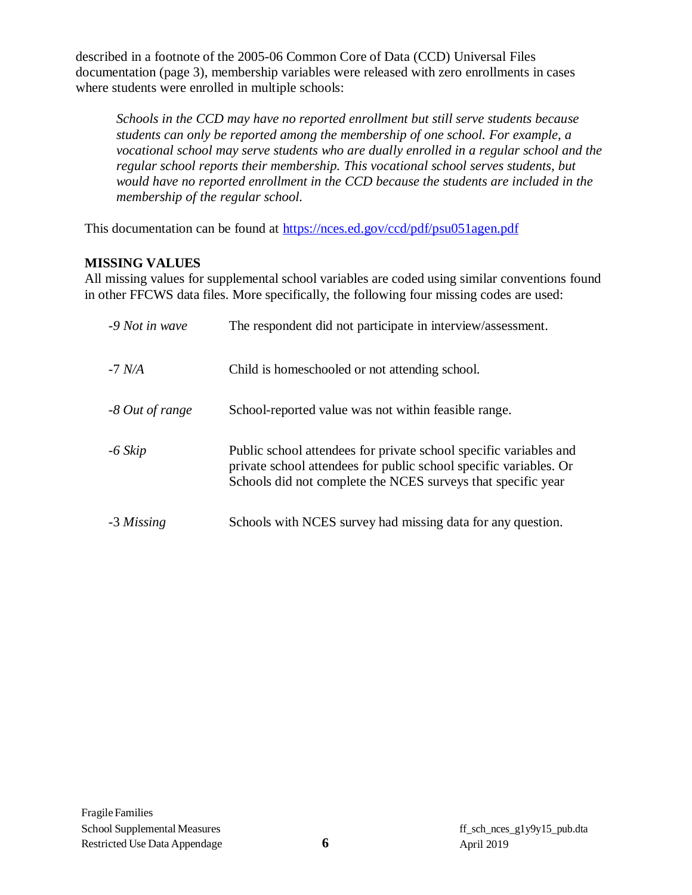described in a footnote of the 2005-06 Common Core of Data (CCD) Universal Files documentation (page 3), membership variables were released with zero enrollments in cases where students were enrolled in multiple schools:

> *Schools in the CCD may have no reported enrollment but still serve students because students can only be reported among the membership of one school. For example, a vocational school may serve students who are dually enrolled in a regular school and the regular school reports their membership. This vocational school serves students, but would have no reported enrollment in the CCD because the students are included in the membership of the regular school.*

This documentation can be found at https://nces.ed.gov/ccd/pdf/psu051agen.pdf

**MISSING VALUES**

All missing values for supplemental school variables are coded using similar conventions found in other FFCWS data files. More specifically, the following four missing codes are used:

| | |
|---|---|
| *-9 Not in wave* | The respondent did not participate in interview/assessment. |
| -7 *N/A* | Child is homeschooled or not attending school. |
| *-8 Out of range* | School-reported value was not within feasible range. |
| *-6 Skip* | Public school attendees for private school specific variables and private school attendees for public school specific variables. Or Schools did not complete the NCES surveys that specific year |
| -3 *Missing* | Schools with NCES survey had missing data for any question. |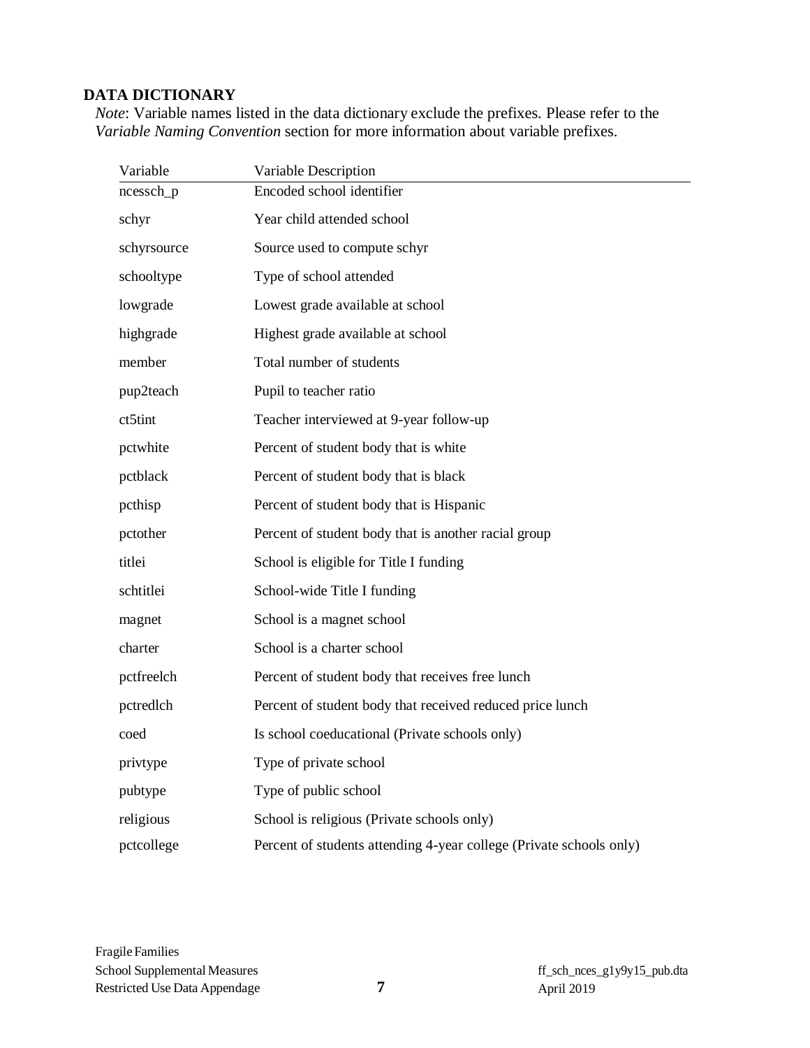## DATA DICTIONARY

*Note*: Variable names listed in the data dictionary exclude the prefixes. Please refer to the *Variable Naming Convention* section for more information about variable prefixes.

| Variable | Variable Description |
|---|---|
| ncessch_p | Encoded school identifier |
| schyr | Year child attended school |
| schyrsource | Source used to compute schyr |
| schooltype | Type of school attended |
| lowgrade | Lowest grade available at school |
| highgrade | Highest grade available at school |
| member | Total number of students |
| pup2teach | Pupil to teacher ratio |
| ct5tint | Teacher interviewed at 9-year follow-up |
| pctwhite | Percent of student body that is white |
| pctblack | Percent of student body that is black |
| pcthisp | Percent of student body that is Hispanic |
| pctother | Percent of student body that is another racial group |
| titlei | School is eligible for Title I funding |
| schtitlei | School-wide Title I funding |
| magnet | School is a magnet school |
| charter | School is a charter school |
| pctfreelch | Percent of student body that receives free lunch |
| pctredlch | Percent of student body that received reduced price lunch |
| coed | Is school coeducational (Private schools only) |
| privtype | Type of private school |
| pubtype | Type of public school |
| religious | School is religious (Private schools only) |
| pctcollege | Percent of students attending 4-year college (Private schools only) |